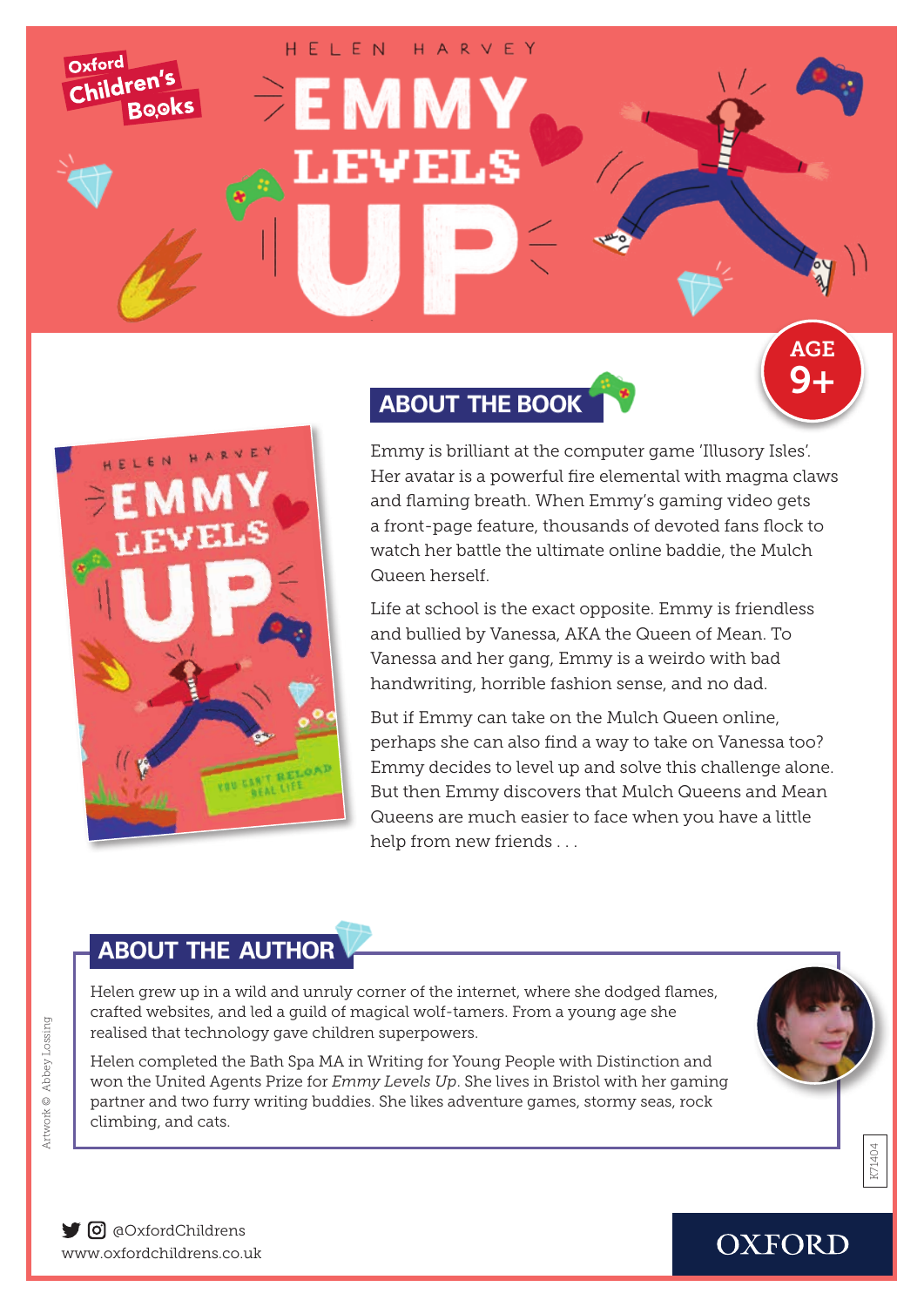Oxford Children's Books

HELEN HARVEY

# EMMY LEVELS UP

AGE 9+

## ABOUT THE BOOK

Emmy is brilliant at the computer game 'Illusory Isles'. Her avatar is a powerful fire elemental with magma claws and flaming breath. When Emmy's gaming video gets a front-page feature, thousands of devoted fans flock to watch her battle the ultimate online baddie, the Mulch Queen herself.

Life at school is the exact opposite. Emmy is friendless and bullied by Vanessa, AKA the Queen of Mean. To Vanessa and her gang, Emmy is a weirdo with bad handwriting, horrible fashion sense, and no dad.

But if Emmy can take on the Mulch Queen online, perhaps she can also find a way to take on Vanessa too? Emmy decides to level up and solve this challenge alone. But then Emmy discovers that Mulch Queens and Mean Queens are much easier to face when you have a little help from new friends . . .

## ABOUT THE AUTHOR

Helen grew up in a wild and unruly corner of the internet, where she dodged flames, crafted websites, and led a guild of magical wolf-tamers. From a young age she realised that technology gave children superpowers.

Helen completed the Bath Spa MA in Writing for Young People with Distinction and won the United Agents Prize for *Emmy Levels Up*. She lives in Bristol with her gaming partner and two furry writing buddies. She likes adventure games, stormy seas, rock climbing, and cats.

Artwork © Abbey Lossing

K71404

@OxfordChildrens
www.oxfordchildrens.co.uk

OXFORD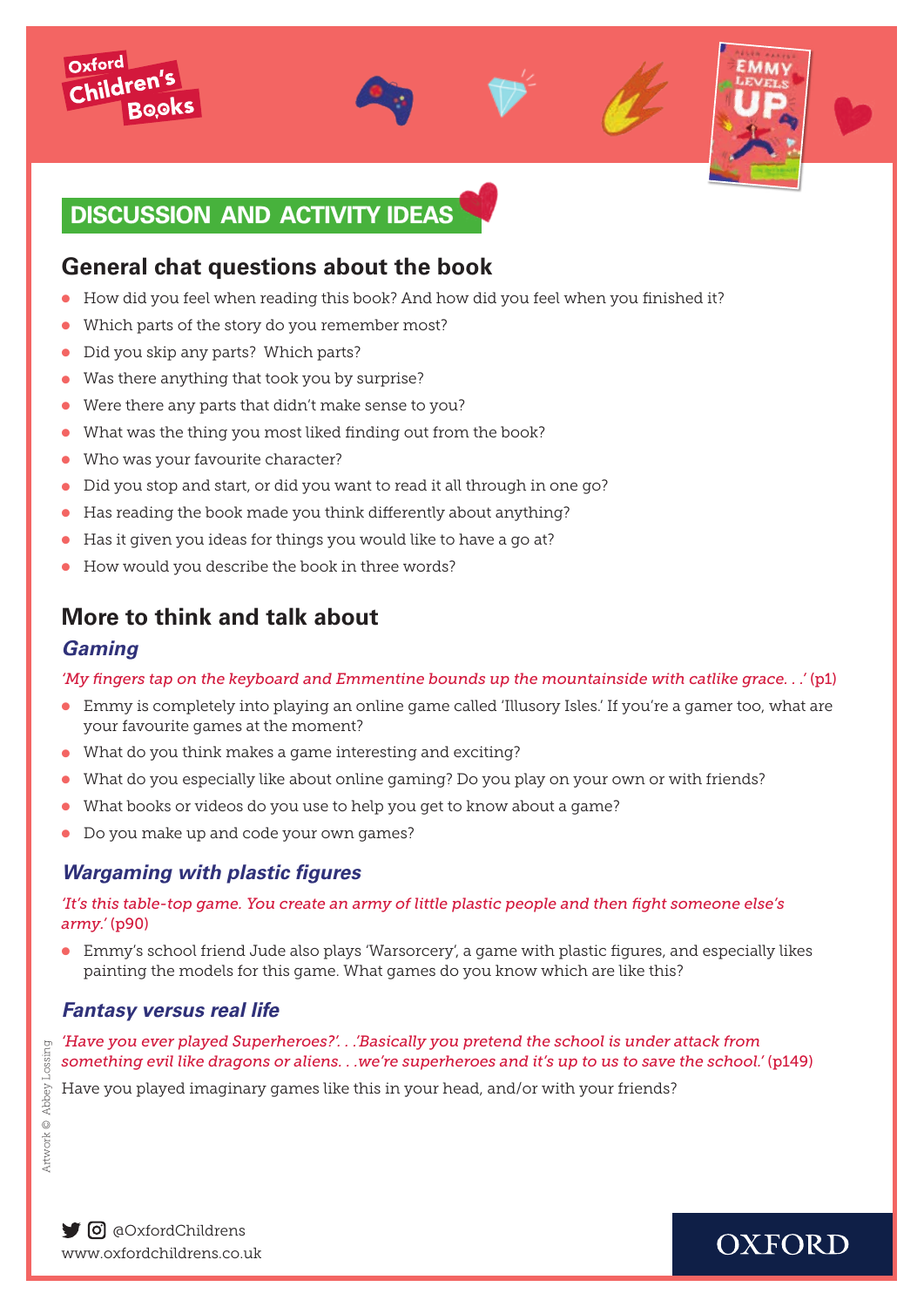## DISCUSSION AND ACTIVITY IDEAS

### General chat questions about the book

- How did you feel when reading this book? And how did you feel when you finished it?
- Which parts of the story do you remember most?
- Did you skip any parts? Which parts?
- Was there anything that took you by surprise?
- Were there any parts that didn't make sense to you?
- What was the thing you most liked finding out from the book?
- Who was your favourite character?
- Did you stop and start, or did you want to read it all through in one go?
- Has reading the book made you think differently about anything?
- Has it given you ideas for things you would like to have a go at?
- How would you describe the book in three words?

### More to think and talk about

#### *Gaming*

*'My fingers tap on the keyboard and Emmentine bounds up the mountainside with catlike grace. . .'* (p1)

- Emmy is completely into playing an online game called 'Illusory Isles.' If you're a gamer too, what are your favourite games at the moment?
- What do you think makes a game interesting and exciting?
- What do you especially like about online gaming? Do you play on your own or with friends?
- What books or videos do you use to help you get to know about a game?
- Do you make up and code your own games?

#### *Wargaming with plastic figures*

*'It's this table-top game. You create an army of little plastic people and then fight someone else's army.'* (p90)

- Emmy's school friend Jude also plays 'Warsorcery', a game with plastic figures, and especially likes painting the models for this game. What games do you know which are like this?

#### *Fantasy versus real life*

*'Have you ever played Superheroes?'. . .'Basically you pretend the school is under attack from something evil like dragons or aliens. . .we're superheroes and it's up to us to save the school.'* (p149)

Have you played imaginary games like this in your head, and/or with your friends?

Artwork © Abbey Lossing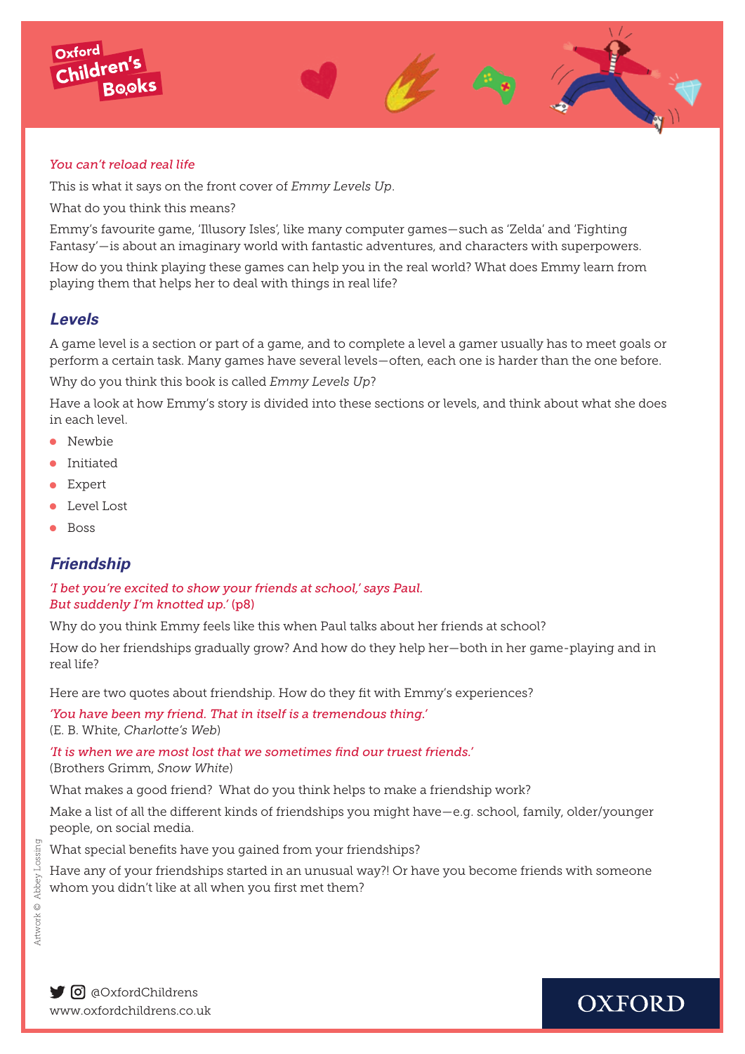*You can't reload real life*

This is what it says on the front cover of *Emmy Levels Up*.

What do you think this means?

Emmy's favourite game, 'Illusory Isles', like many computer games—such as 'Zelda' and 'Fighting Fantasy'—is about an imaginary world with fantastic adventures, and characters with superpowers.

How do you think playing these games can help you in the real world? What does Emmy learn from playing them that helps her to deal with things in real life?

## Levels

A game level is a section or part of a game, and to complete a level a gamer usually has to meet goals or perform a certain task. Many games have several levels—often, each one is harder than the one before.

Why do you think this book is called *Emmy Levels Up*?

Have a look at how Emmy's story is divided into these sections or levels, and think about what she does in each level.

- Newbie
- Initiated
- Expert
- Level Lost
- Boss

## Friendship

*'I bet you're excited to show your friends at school,' says Paul.*
*But suddenly I'm knotted up.'* (p8)

Why do you think Emmy feels like this when Paul talks about her friends at school?

How do her friendships gradually grow? And how do they help her—both in her game-playing and in real life?

Here are two quotes about friendship. How do they fit with Emmy's experiences?

*'You have been my friend. That in itself is a tremendous thing.'*
(E. B. White, *Charlotte's Web*)

*'It is when we are most lost that we sometimes find our truest friends.'*
(Brothers Grimm, *Snow White*)

What makes a good friend? What do you think helps to make a friendship work?

Make a list of all the different kinds of friendships you might have—e.g. school, family, older/younger people, on social media.

What special benefits have you gained from your friendships?

Have any of your friendships started in an unusual way?! Or have you become friends with someone whom you didn't like at all when you first met them?

Artwork © Abbey Lossing

@OxfordChildrens
www.oxfordchildrens.co.uk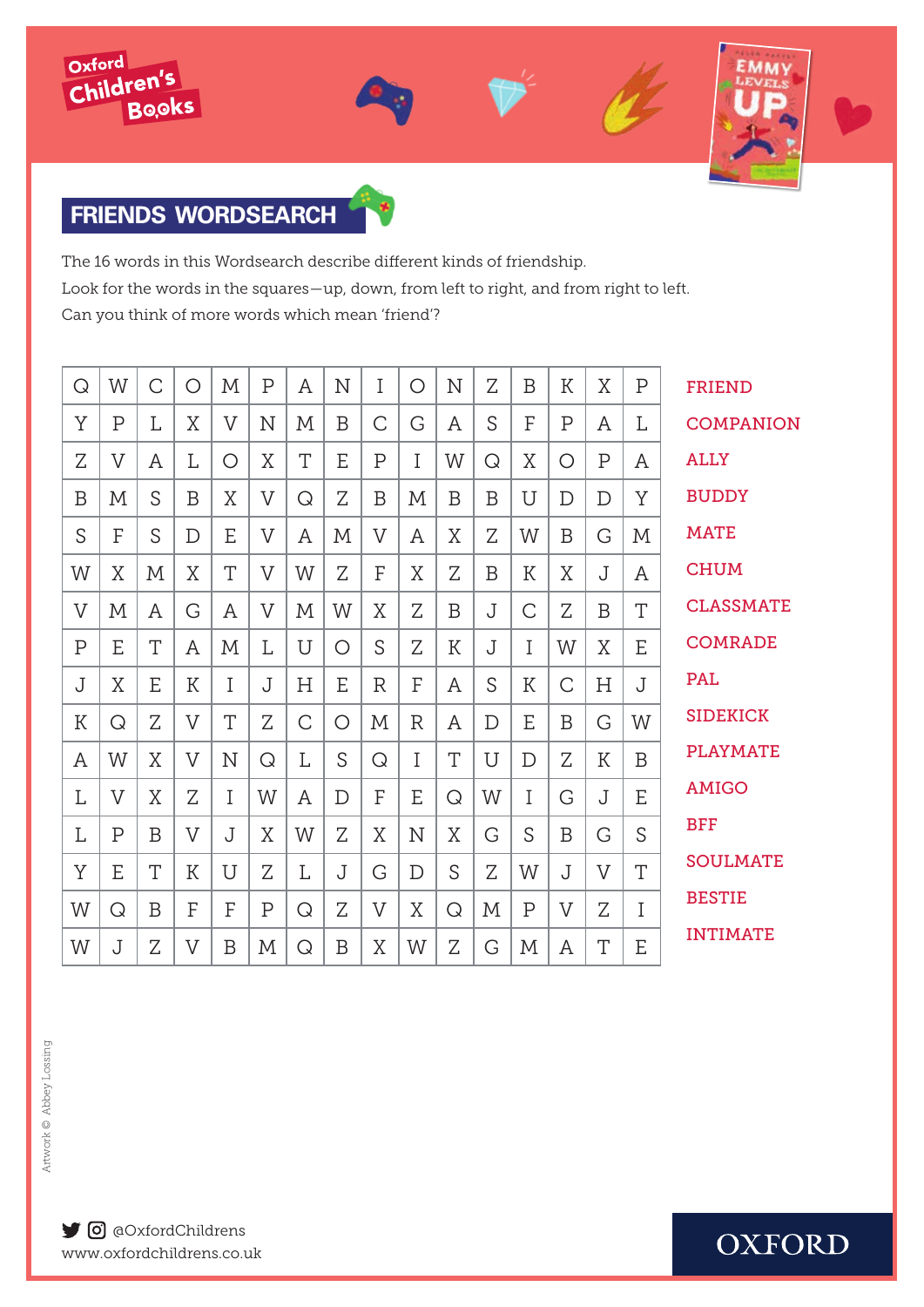## FRIENDS WORDSEARCH

The 16 words in this Wordsearch describe different kinds of friendship.
Look for the words in the squares—up, down, from left to right, and from right to left.
Can you think of more words which mean 'friend'?

| | | | | | | | | | | | | | | | |
|---|---|---|---|---|---|---|---|---|---|---|---|---|---|---|---|
| Q | W | C | O | M | P | A | N | I | O | N | Z | B | K | X | P |
| Y | P | L | X | V | N | M | B | C | G | A | S | F | P | A | L |
| Z | V | A | L | O | X | T | E | P | I | W | Q | X | O | P | A |
| B | M | S | B | X | V | Q | Z | B | M | B | B | U | D | D | Y |
| S | F | S | D | E | V | A | M | V | A | X | Z | W | B | G | M |
| W | X | M | X | T | V | W | Z | F | X | Z | B | K | X | J | A |
| V | M | A | G | A | V | M | W | X | Z | B | J | C | Z | B | T |
| P | E | T | A | M | L | U | O | S | Z | K | J | I | W | X | E |
| J | X | E | K | I | J | H | E | R | F | A | S | K | C | H | J |
| K | Q | Z | V | T | Z | C | O | M | R | A | D | E | B | G | W |
| A | W | X | V | N | Q | L | S | Q | I | T | U | D | Z | K | B |
| L | V | X | Z | I | W | A | D | F | E | Q | W | I | G | J | E |
| L | P | B | V | J | X | W | Z | X | N | X | G | S | B | G | S |
| Y | E | T | K | U | Z | L | J | G | D | S | Z | W | J | V | T |
| W | Q | B | F | F | P | Q | Z | V | X | Q | M | P | V | Z | I |
| W | J | Z | V | B | M | Q | B | X | W | Z | G | M | A | T | E |

- FRIEND
- COMPANION
- ALLY
- BUDDY
- MATE
- CHUM
- CLASSMATE
- COMRADE
- PAL
- SIDEKICK
- PLAYMATE
- AMIGO
- BFF
- SOULMATE
- BESTIE
- INTIMATE

Artwork © Abbey Lossing

@OxfordChildrens
www.oxfordchildrens.co.uk

OXFORD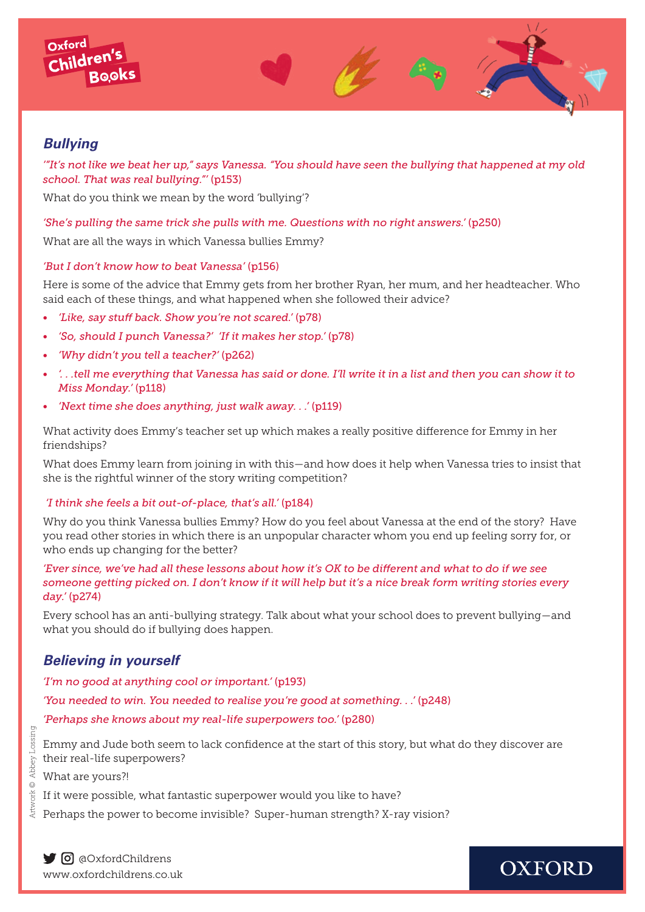## Bullying

*'"It's not like we beat her up," says Vanessa. "You should have seen the bullying that happened at my old school. That was real bullying."'* (p153)

What do you think we mean by the word 'bullying'?

*'She's pulling the same trick she pulls with me. Questions with no right answers.'* (p250)

What are all the ways in which Vanessa bullies Emmy?

*'But I don't know how to beat Vanessa'* (p156)

Here is some of the advice that Emmy gets from her brother Ryan, her mum, and her headteacher. Who said each of these things, and what happened when she followed their advice?

- *'Like, say stuff back. Show you're not scared.'* (p78)
- *'So, should I punch Vanessa?' 'If it makes her stop.'* (p78)
- *'Why didn't you tell a teacher?'* (p262)
- *'. . .tell me everything that Vanessa has said or done. I'll write it in a list and then you can show it to Miss Monday.'* (p118)
- *'Next time she does anything, just walk away. . .'* (p119)

What activity does Emmy's teacher set up which makes a really positive difference for Emmy in her friendships?

What does Emmy learn from joining in with this—and how does it help when Vanessa tries to insist that she is the rightful winner of the story writing competition?

*'I think she feels a bit out-of-place, that's all.'* (p184)

Why do you think Vanessa bullies Emmy? How do you feel about Vanessa at the end of the story? Have you read other stories in which there is an unpopular character whom you end up feeling sorry for, or who ends up changing for the better?

*'Ever since, we've had all these lessons about how it's OK to be different and what to do if we see someone getting picked on. I don't know if it will help but it's a nice break form writing stories every day.'* (p274)

Every school has an anti-bullying strategy. Talk about what your school does to prevent bullying—and what you should do if bullying does happen.

## Believing in yourself

*'I'm no good at anything cool or important.'* (p193)

*'You needed to win. You needed to realise you're good at something. . .'* (p248)

*'Perhaps she knows about my real-life superpowers too.'* (p280)

Emmy and Jude both seem to lack confidence at the start of this story, but what do they discover are their real-life superpowers?

What are yours?!

If it were possible, what fantastic superpower would you like to have?

Perhaps the power to become invisible? Super-human strength? X-ray vision?

Artwork © Abbey Lossing

@OxfordChildrens
www.oxfordchildrens.co.uk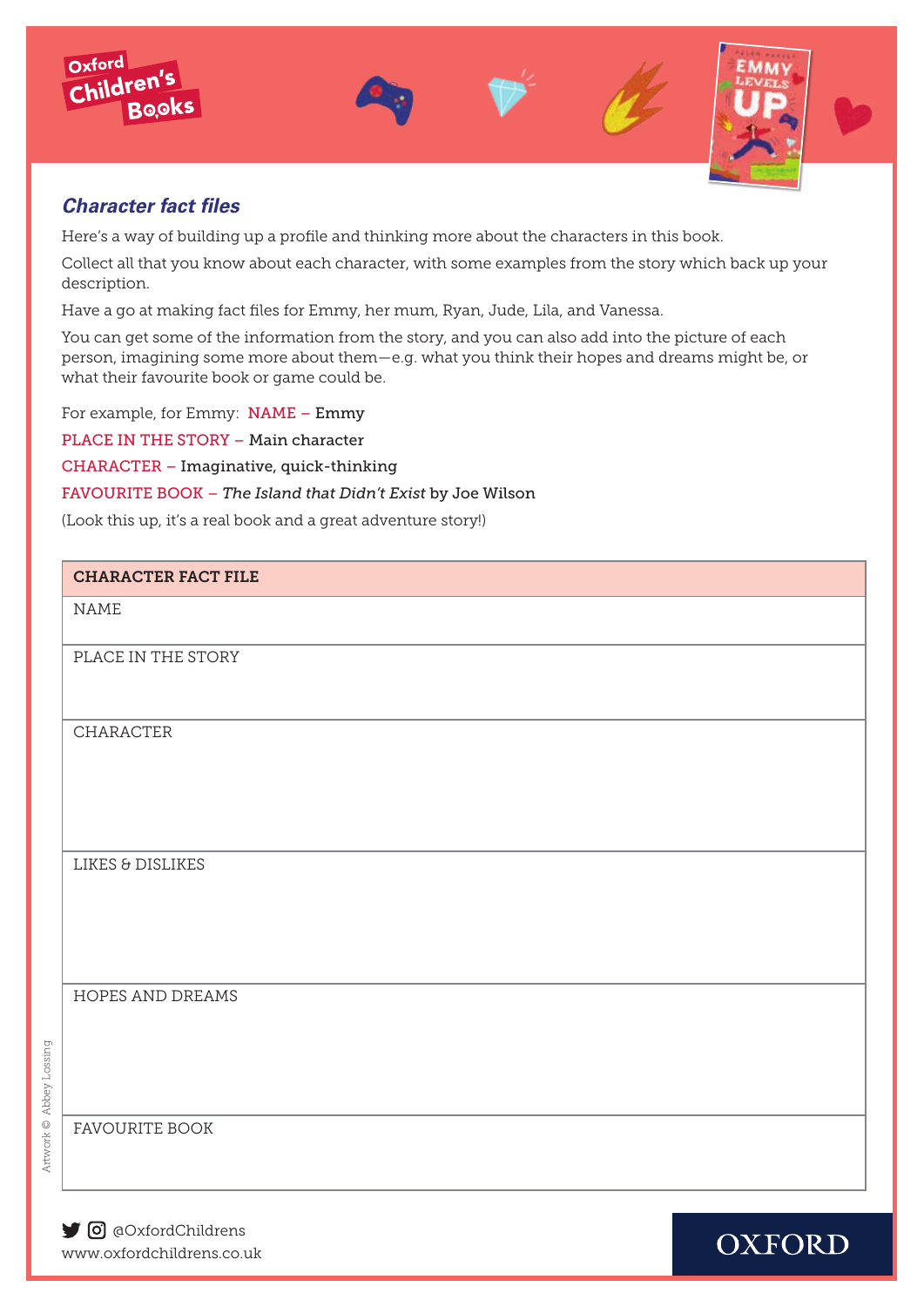## *Character fact files*

Here's a way of building up a profile and thinking more about the characters in this book.

Collect all that you know about each character, with some examples from the story which back up your description.

Have a go at making fact files for Emmy, her mum, Ryan, Jude, Lila, and Vanessa.

You can get some of the information from the story, and you can also add into the picture of each person, imagining some more about them—e.g. what you think their hopes and dreams might be, or what their favourite book or game could be.

For example, for Emmy: NAME – Emmy

PLACE IN THE STORY – Main character

CHARACTER – Imaginative, quick-thinking

FAVOURITE BOOK – *The Island that Didn't Exist* by Joe Wilson

(Look this up, it's a real book and a great adventure story!)

| CHARACTER FACT FILE |
|---|
| NAME |
| PLACE IN THE STORY |
| CHARACTER |
| LIKES & DISLIKES |
| HOPES AND DREAMS |
| FAVOURITE BOOK |

Artwork © Abbey Lossing

@OxfordChildrens
www.oxfordchildrens.co.uk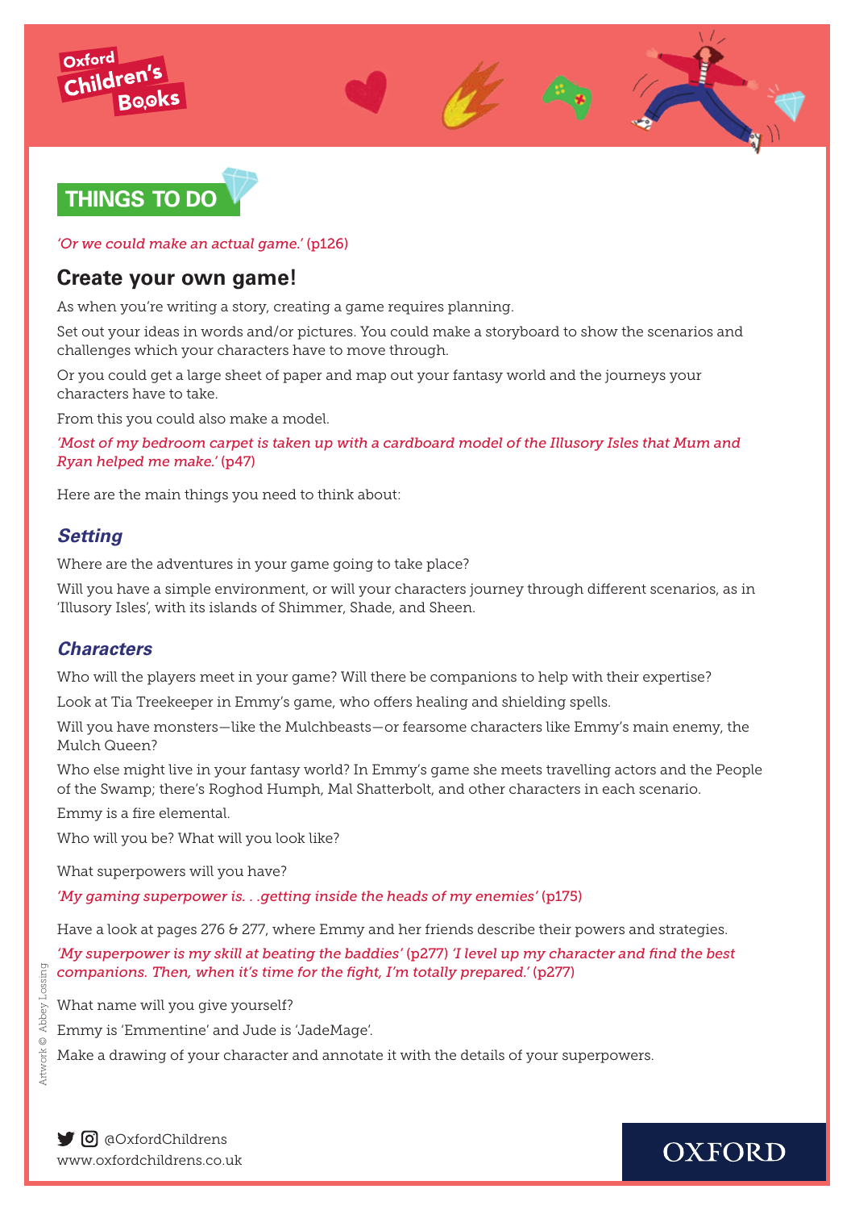## THINGS TO DO

*'Or we could make an actual game.'* (p126)

## Create your own game!

As when you're writing a story, creating a game requires planning.

Set out your ideas in words and/or pictures. You could make a storyboard to show the scenarios and challenges which your characters have to move through.

Or you could get a large sheet of paper and map out your fantasy world and the journeys your characters have to take.

From this you could also make a model.

*'Most of my bedroom carpet is taken up with a cardboard model of the Illusory Isles that Mum and Ryan helped me make.'* (p47)

Here are the main things you need to think about:

### *Setting*

Where are the adventures in your game going to take place?

Will you have a simple environment, or will your characters journey through different scenarios, as in 'Illusory Isles', with its islands of Shimmer, Shade, and Sheen.

### *Characters*

Who will the players meet in your game? Will there be companions to help with their expertise?

Look at Tia Treekeeper in Emmy's game, who offers healing and shielding spells.

Will you have monsters—like the Mulchbeasts—or fearsome characters like Emmy's main enemy, the Mulch Queen?

Who else might live in your fantasy world? In Emmy's game she meets travelling actors and the People of the Swamp; there's Roghod Humph, Mal Shatterbolt, and other characters in each scenario.

Emmy is a fire elemental.

Who will you be? What will you look like?

What superpowers will you have?

*'My gaming superpower is. . .getting inside the heads of my enemies'* (p175)

Have a look at pages 276 & 277, where Emmy and her friends describe their powers and strategies.

*'My superpower is my skill at beating the baddies'* (p277) *'I level up my character and find the best companions. Then, when it's time for the fight, I'm totally prepared.'* (p277)

What name will you give yourself?

Emmy is 'Emmentine' and Jude is 'JadeMage'.

Make a drawing of your character and annotate it with the details of your superpowers.

Artwork © Abbey Lossing

@OxfordChildrens
www.oxfordchildrens.co.uk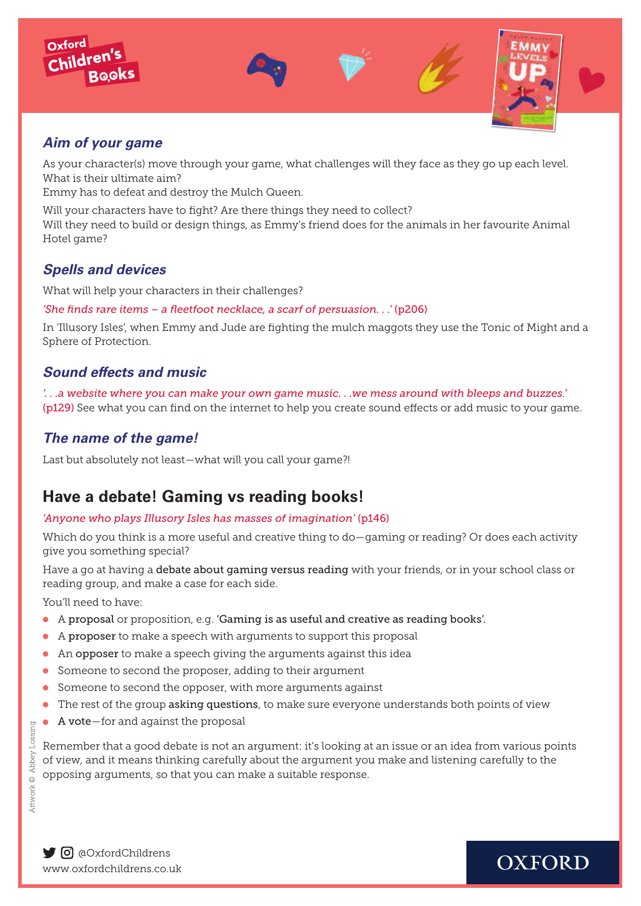### *Aim of your game*

As your character(s) move through your game, what challenges will they face as they go up each level. What is their ultimate aim?
Emmy has to defeat and destroy the Mulch Queen.

Will your characters have to fight? Are there things they need to collect?
Will they need to build or design things, as Emmy's friend does for the animals in her favourite Animal Hotel game?

### *Spells and devices*

What will help your characters in their challenges?

*'She finds rare items – a fleetfoot necklace, a scarf of persuasion. . .'* (p206)

In 'Illusory Isles', when Emmy and Jude are fighting the mulch maggots they use the Tonic of Might and a Sphere of Protection.

### *Sound effects and music*

*'. . .a website where you can make your own game music. . .we mess around with bleeps and buzzes.'* (p129) See what you can find on the internet to help you create sound effects or add music to your game.

### *The name of the game!*

Last but absolutely not least—what will you call your game?!

## Have a debate! Gaming vs reading books!

*'Anyone who plays Illusory Isles has masses of imagination'* (p146)

Which do you think is a more useful and creative thing to do—gaming or reading? Or does each activity give you something special?

Have a go at having a **debate about gaming versus reading** with your friends, or in your school class or reading group, and make a case for each side.

You'll need to have:

- A **proposal** or proposition, e.g. '**Gaming is as useful and creative as reading books**'.
- A **proposer** to make a speech with arguments to support this proposal
- An **opposer** to make a speech giving the arguments against this idea
- Someone to second the proposer, adding to their argument
- Someone to second the opposer, with more arguments against
- The rest of the group **asking questions**, to make sure everyone understands both points of view
- **A vote**—for and against the proposal

Remember that a good debate is not an argument: it's looking at an issue or an idea from various points of view, and it means thinking carefully about the argument you make and listening carefully to the opposing arguments, so that you can make a suitable response.

Artwork © Abbey Lossing

@OxfordChildrens
www.oxfordchildrens.co.uk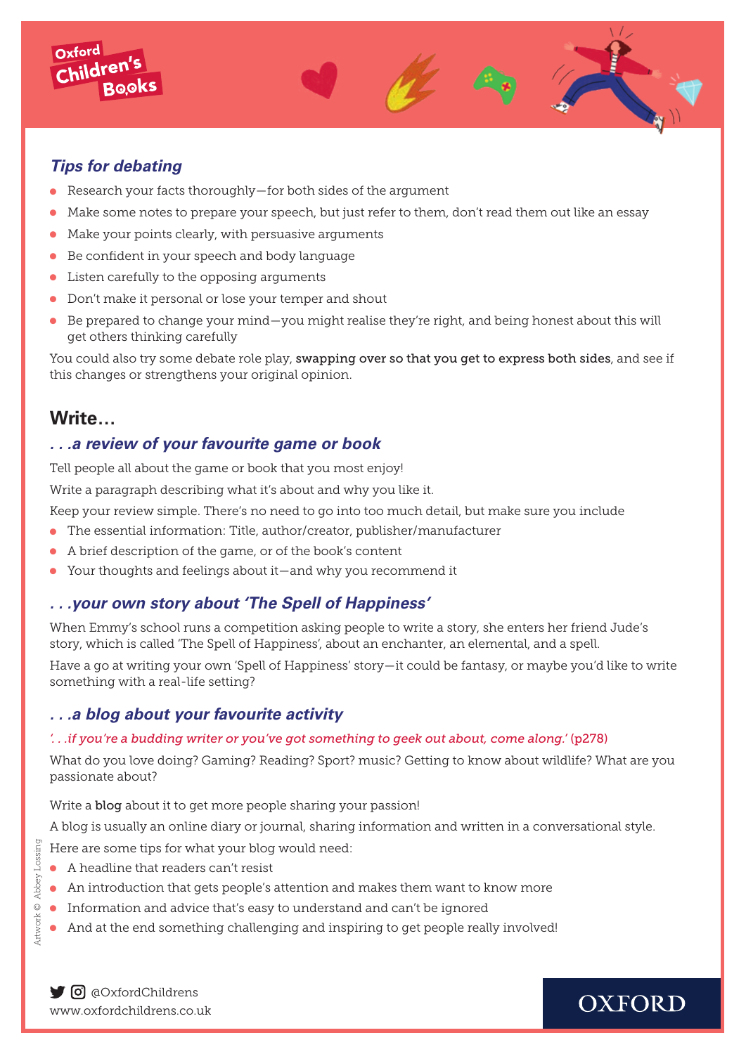### *Tips for debating*

- Research your facts thoroughly—for both sides of the argument
- Make some notes to prepare your speech, but just refer to them, don't read them out like an essay
- Make your points clearly, with persuasive arguments
- Be confident in your speech and body language
- Listen carefully to the opposing arguments
- Don't make it personal or lose your temper and shout
- Be prepared to change your mind—you might realise they're right, and being honest about this will get others thinking carefully

You could also try some debate role play, **swapping over so that you get to express both sides**, and see if this changes or strengthens your original opinion.

## Write…

### *. . .a review of your favourite game or book*

Tell people all about the game or book that you most enjoy!

Write a paragraph describing what it's about and why you like it.

Keep your review simple. There's no need to go into too much detail, but make sure you include

- The essential information: Title, author/creator, publisher/manufacturer
- A brief description of the game, or of the book's content
- Your thoughts and feelings about it—and why you recommend it

### *. . .your own story about 'The Spell of Happiness'*

When Emmy's school runs a competition asking people to write a story, she enters her friend Jude's story, which is called 'The Spell of Happiness', about an enchanter, an elemental, and a spell.

Have a go at writing your own 'Spell of Happiness' story—it could be fantasy, or maybe you'd like to write something with a real-life setting?

### *. . .a blog about your favourite activity*

*'. . .if you're a budding writer or you've got something to geek out about, come along.'* (p278)

What do you love doing? Gaming? Reading? Sport? music? Getting to know about wildlife? What are you passionate about?

Write a **blog** about it to get more people sharing your passion!

A blog is usually an online diary or journal, sharing information and written in a conversational style.

Here are some tips for what your blog would need:

- A headline that readers can't resist
- An introduction that gets people's attention and makes them want to know more
- Information and advice that's easy to understand and can't be ignored
- And at the end something challenging and inspiring to get people really involved!

Artwork © Abbey Lossing

@OxfordChildrens
www.oxfordchildrens.co.uk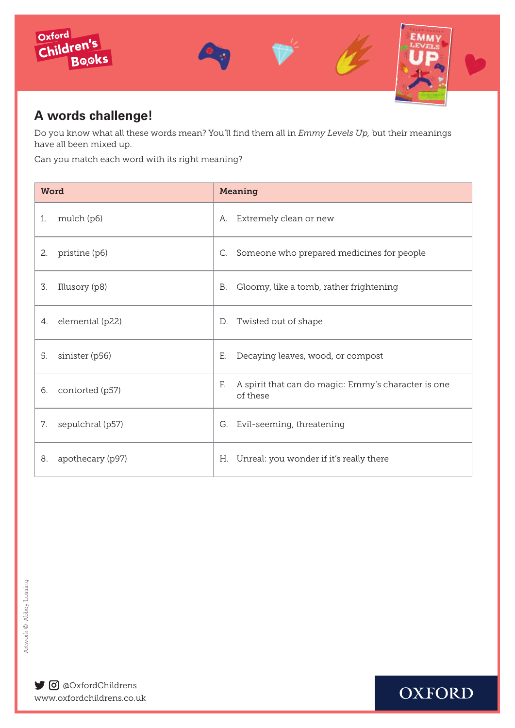## A words challenge!

Do you know what all these words mean? You'll find them all in *Emmy Levels Up,* but their meanings have all been mixed up.

Can you match each word with its right meaning?

| Word | Meaning |
|---|---|
| 1. mulch (p6) | A. Extremely clean or new |
| 2. pristine (p6) | C. Someone who prepared medicines for people |
| 3. Illusory (p8) | B. Gloomy, like a tomb, rather frightening |
| 4. elemental (p22) | D. Twisted out of shape |
| 5. sinister (p56) | E. Decaying leaves, wood, or compost |
| 6. contorted (p57) | F. A spirit that can do magic: Emmy's character is one of these |
| 7. sepulchral (p57) | G. Evil-seeming, threatening |
| 8. apothecary (p97) | H. Unreal: you wonder if it's really there |

Artwork © Abbey Lossing

@OxfordChildrens
www.oxfordchildrens.co.uk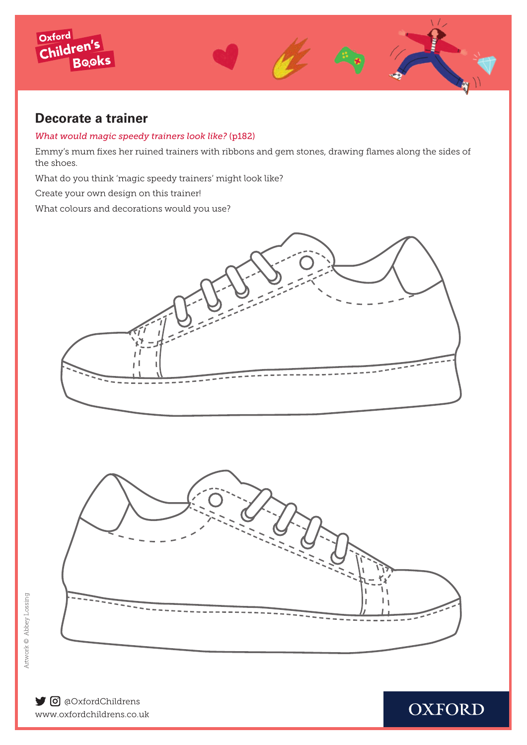## Decorate a trainer

*What would magic speedy trainers look like?* (p182)

Emmy's mum fixes her ruined trainers with ribbons and gem stones, drawing flames along the sides of the shoes.

What do you think 'magic speedy trainers' might look like?

Create your own design on this trainer!

What colours and decorations would you use?

Artwork © Abbey Lossing

@OxfordChildrens
www.oxfordchildrens.co.uk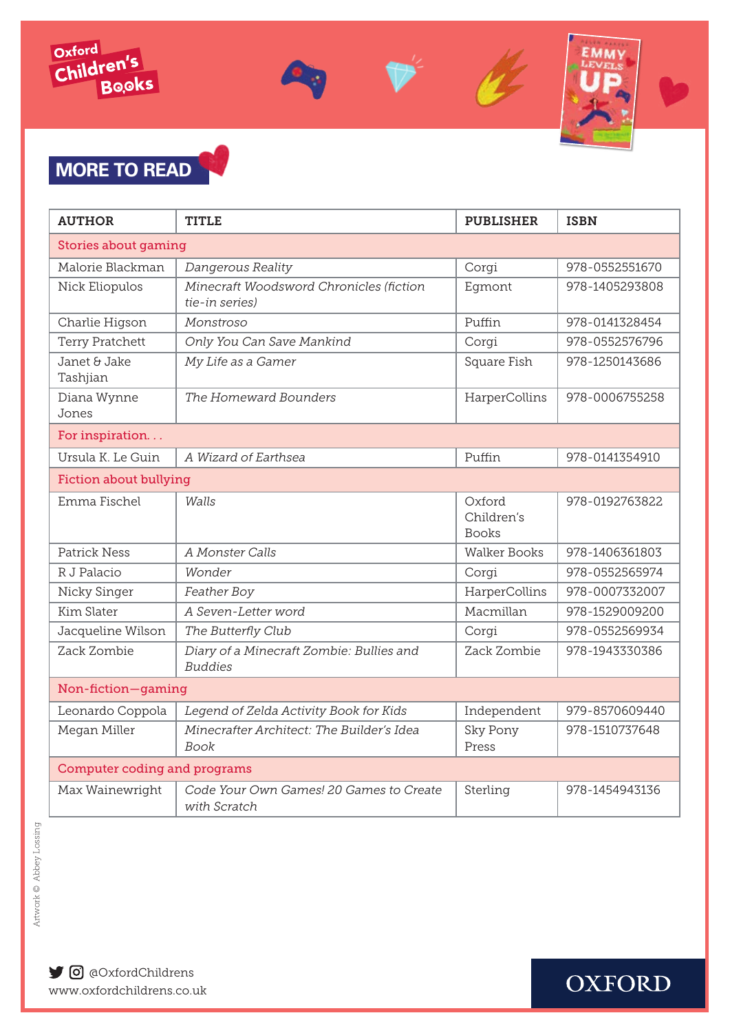## MORE TO READ

| AUTHOR | TITLE | PUBLISHER | ISBN |
|---|---|---|---|
| **Stories about gaming** | | | |
| Malorie Blackman | *Dangerous Reality* | Corgi | 978-0552551670 |
| Nick Eliopulos | *Minecraft Woodsword Chronicles (fiction tie-in series)* | Egmont | 978-1405293808 |
| Charlie Higson | *Monstroso* | Puffin | 978-0141328454 |
| Terry Pratchett | *Only You Can Save Mankind* | Corgi | 978-0552576796 |
| Janet & Jake Tashjian | *My Life as a Gamer* | Square Fish | 978-1250143686 |
| Diana Wynne Jones | *The Homeward Bounders* | HarperCollins | 978-0006755258 |
| **For inspiration. . .** | | | |
| Ursula K. Le Guin | *A Wizard of Earthsea* | Puffin | 978-0141354910 |
| **Fiction about bullying** | | | |
| Emma Fischel | *Walls* | Oxford Children's Books | 978-0192763822 |
| Patrick Ness | *A Monster Calls* | Walker Books | 978-1406361803 |
| R J Palacio | *Wonder* | Corgi | 978-0552565974 |
| Nicky Singer | *Feather Boy* | HarperCollins | 978-0007332007 |
| Kim Slater | *A Seven-Letter word* | Macmillan | 978-1529009200 |
| Jacqueline Wilson | *The Butterfly Club* | Corgi | 978-0552569934 |
| Zack Zombie | *Diary of a Minecraft Zombie: Bullies and Buddies* | Zack Zombie | 978-1943330386 |
| **Non-fiction—gaming** | | | |
| Leonardo Coppola | *Legend of Zelda Activity Book for Kids* | Independent | 979-8570609440 |
| Megan Miller | *Minecrafter Architect: The Builder's Idea Book* | Sky Pony Press | 978-1510737648 |
| **Computer coding and programs** | | | |
| Max Wainewright | *Code Your Own Games! 20 Games to Create with Scratch* | Sterling | 978-1454943136 |

Artwork © Abbey Lossing

@OxfordChildrens
www.oxfordchildrens.co.uk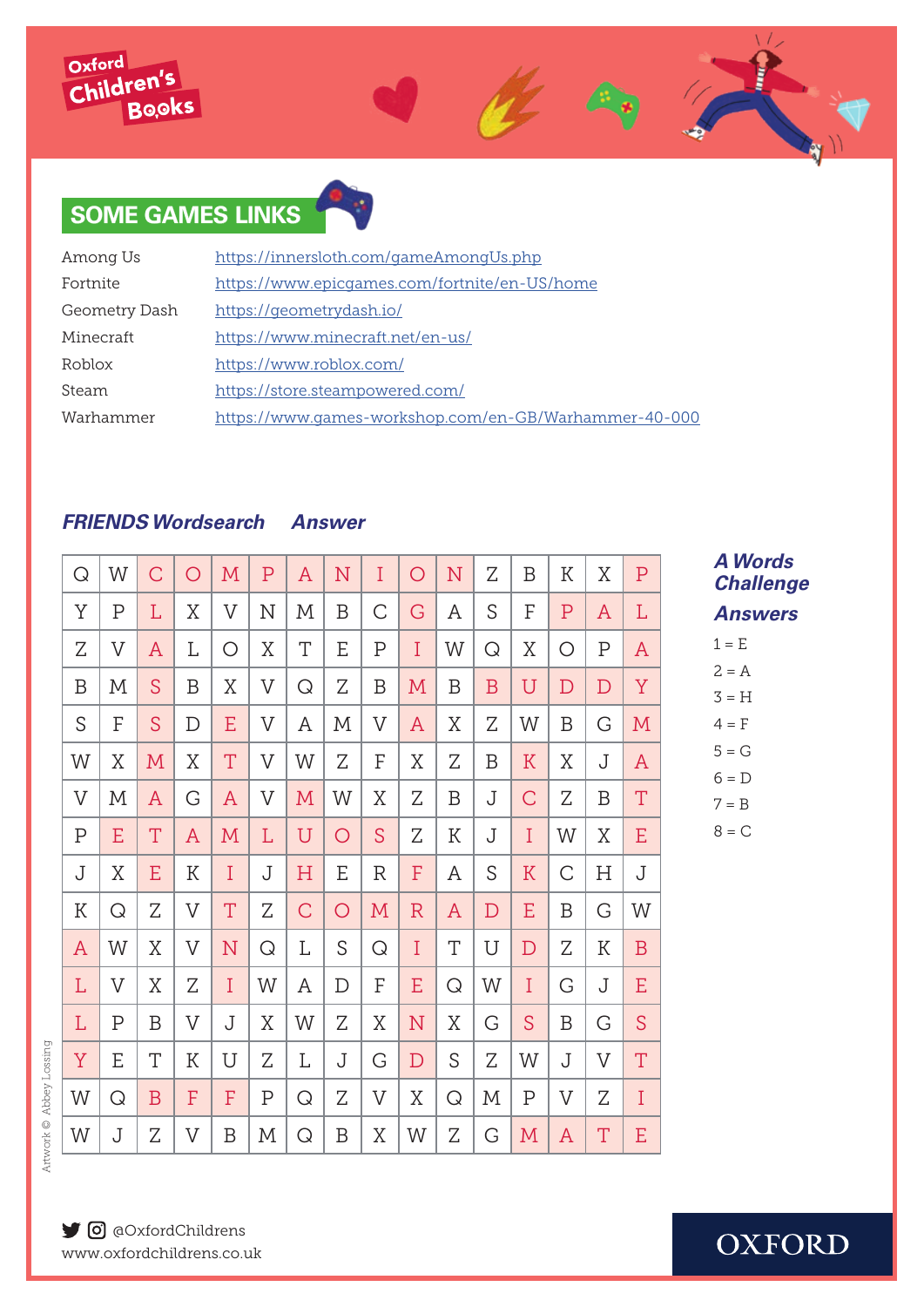## SOME GAMES LINKS

| | |
|---|---|
| Among Us | https://innersloth.com/gameAmongUs.php |
| Fortnite | https://www.epicgames.com/fortnite/en-US/home |
| Geometry Dash | https://geometrydash.io/ |
| Minecraft | https://www.minecraft.net/en-us/ |
| Roblox | https://www.roblox.com/ |
| Steam | https://store.steampowered.com/ |
| Warhammer | https://www.games-workshop.com/en-GB/Warhammer-40-000 |

### *FRIENDS Wordsearch Answer*

| | | | | | | | | | | | | | | | |
|---|---|---|---|---|---|---|---|---|---|---|---|---|---|---|---|
| Q | W | C | O | M | P | A | N | I | O | N | Z | B | K | X | P |
| Y | P | L | X | V | N | M | B | C | G | A | S | F | P | A | L |
| Z | V | A | L | O | X | T | E | P | I | W | Q | X | O | P | A |
| B | M | S | B | X | V | Q | Z | B | M | B | B | U | D | D | Y |
| S | F | S | D | E | V | A | M | V | A | X | Z | W | B | G | M |
| W | X | M | X | T | V | W | Z | F | X | Z | B | K | X | J | A |
| V | M | A | G | A | V | M | W | X | Z | B | J | C | Z | B | T |
| P | E | T | A | M | L | U | O | S | Z | K | J | I | W | X | E |
| J | X | E | K | I | J | H | E | R | F | A | S | K | C | H | J |
| K | Q | Z | V | T | Z | C | O | M | R | A | D | E | B | G | W |
| A | W | X | V | N | Q | L | S | Q | I | T | U | D | Z | K | B |
| L | V | X | Z | I | W | A | D | F | E | Q | W | I | G | J | E |
| L | P | B | V | J | X | W | Z | X | N | X | G | S | B | G | S |
| Y | E | T | K | U | Z | L | J | G | D | S | Z | W | J | V | T |
| W | Q | B | F | F | P | Q | Z | V | X | Q | M | P | V | Z | I |
| W | J | Z | V | B | M | Q | B | X | W | Z | G | M | A | T | E |

### *A Words Challenge Answers*

1 = E
2 = A
3 = H
4 = F
5 = G
6 = D
7 = B
8 = C

Artwork © Abbey Lossing

@OxfordChildrens
www.oxfordchildrens.co.uk